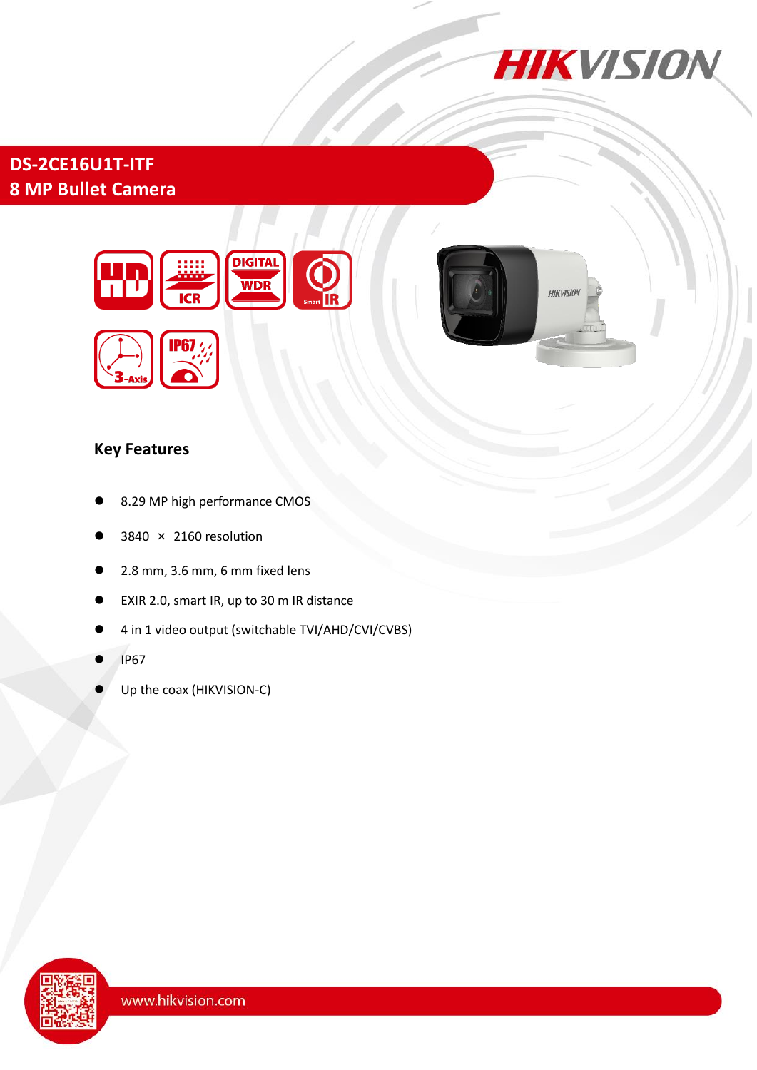# DS-2CE16U1T-ITF
# 8 MP Bullet Camera

## Key Features

- 8.29 MP high performance CMOS
- 3840 × 2160 resolution
- 2.8 mm, 3.6 mm, 6 mm fixed lens
- EXIR 2.0, smart IR, up to 30 m IR distance
- 4 in 1 video output (switchable TVI/AHD/CVI/CVBS)
- IP67
- Up the coax (HIKVISION-C)

www.hikvision.com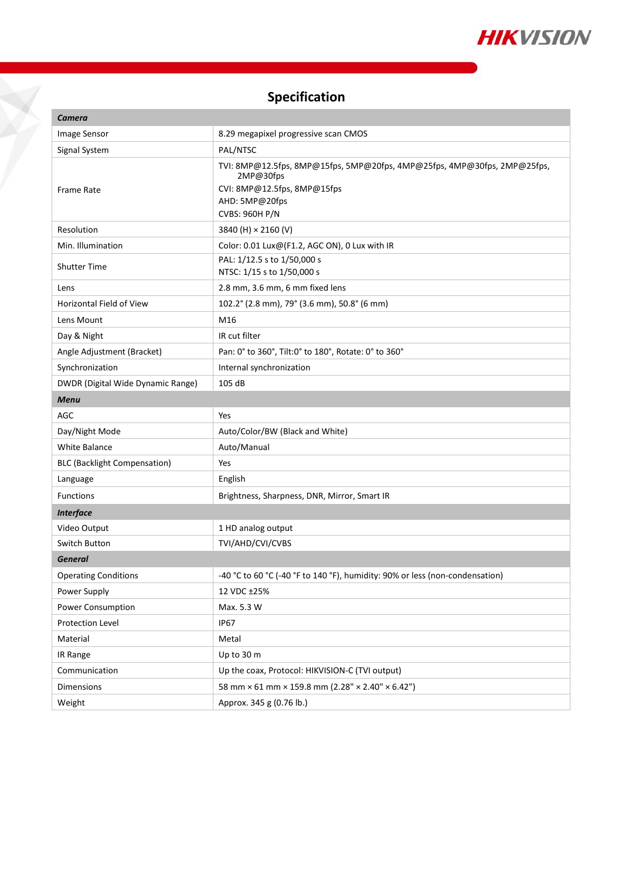## Specification

| *Camera* | |
|---|---|
| Image Sensor | 8.29 megapixel progressive scan CMOS |
| Signal System | PAL/NTSC |
| Frame Rate | TVI: 8MP@12.5fps, 8MP@15fps, 5MP@20fps, 4MP@25fps, 4MP@30fps, 2MP@25fps, 2MP@30fps<br>CVI: 8MP@12.5fps, 8MP@15fps<br>AHD: 5MP@20fps<br>CVBS: 960H P/N |
| Resolution | 3840 (H) × 2160 (V) |
| Min. Illumination | Color: 0.01 Lux@(F1.2, AGC ON), 0 Lux with IR |
| Shutter Time | PAL: 1/12.5 s to 1/50,000 s<br>NTSC: 1/15 s to 1/50,000 s |
| Lens | 2.8 mm, 3.6 mm, 6 mm fixed lens |
| Horizontal Field of View | 102.2° (2.8 mm), 79° (3.6 mm), 50.8° (6 mm) |
| Lens Mount | M16 |
| Day & Night | IR cut filter |
| Angle Adjustment (Bracket) | Pan: 0° to 360°, Tilt:0° to 180°, Rotate: 0° to 360° |
| Synchronization | Internal synchronization |
| DWDR (Digital Wide Dynamic Range) | 105 dB |
| ***Menu*** | |
| AGC | Yes |
| Day/Night Mode | Auto/Color/BW (Black and White) |
| White Balance | Auto/Manual |
| BLC (Backlight Compensation) | Yes |
| Language | English |
| Functions | Brightness, Sharpness, DNR, Mirror, Smart IR |
| ***Interface*** | |
| Video Output | 1 HD analog output |
| Switch Button | TVI/AHD/CVI/CVBS |
| ***General*** | |
| Operating Conditions | -40 °C to 60 °C (-40 °F to 140 °F), humidity: 90% or less (non-condensation) |
| Power Supply | 12 VDC ±25% |
| Power Consumption | Max. 5.3 W |
| Protection Level | IP67 |
| Material | Metal |
| IR Range | Up to 30 m |
| Communication | Up the coax, Protocol: HIKVISION-C (TVI output) |
| Dimensions | 58 mm × 61 mm × 159.8 mm (2.28" × 2.40" × 6.42") |
| Weight | Approx. 345 g (0.76 lb.) |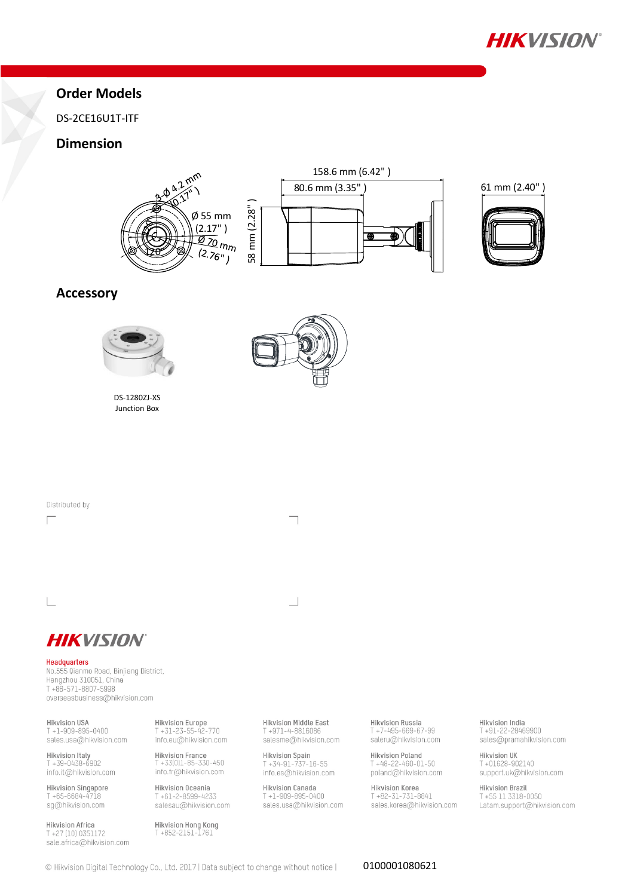## Order Models

DS-2CE16U1T-ITF

## Dimension

3-Φ 4.2 mm (0.17")

Ø 55 mm (2.17")

Ø 70 mm (2.76")

120°

158.6 mm (6.42")

80.6 mm (3.35")

58 mm (2.28")

61 mm (2.40")

## Accessory

DS-1280ZJ-XS
Junction Box

Distributed by

**HIKVISION**

Headquarters
No.555 Qianmo Road, Binjiang District,
Hangzhou 310051, China
T +86-571-8807-5998
overseasbusiness@hikvision.com

Hikvision USA
T +1-909-895-0400
sales.usa@hikvision.com

Hikvision Europe
T +31-23-55-42-770
info.eu@hikvision.com

Hikvision Middle East
T +971-4-8816086
salesme@hikvision.com

Hikvision Russia
T +7-495-669-67-99
saleru@hikvision.com

Hikvision India
T +91-22-28469900
sales@pramahikvision.com

Hikvision Italy
T +39-0438-6902
info.it@hikvision.com

Hikvision France
T +33(0)1-85-330-450
info.fr@hikvision.com

Hikvision Spain
T +34-91-737-16-55
info.es@hikvision.com

Hikvision Poland
T +48-22-460-01-50
poland@hikvision.com

Hikvision UK
T +01628-902140
support.uk@hikvision.com

Hikvision Singapore
T +65-6684-4718
sg@hikvision.com

Hikvision Oceania
T +61-2-8599-4233
salesau@hikvision.com

Hikvision Canada
T +1-909-895-0400
sales.usa@hikvision.com

Hikvision Korea
T +82-31-731-8841
sales.korea@hikvision.com

Hikvision Brazil
T +55 11 3318-0050
Latam.support@hikvision.com

Hikvision Africa
T +27 (10) 0351172
sale.africa@hikvision.com

Hikvision Hong Kong
T +852-2151-1761

© Hikvision Digital Technology Co., Ltd. 2017 | Data subject to change without notice | 0100001080621